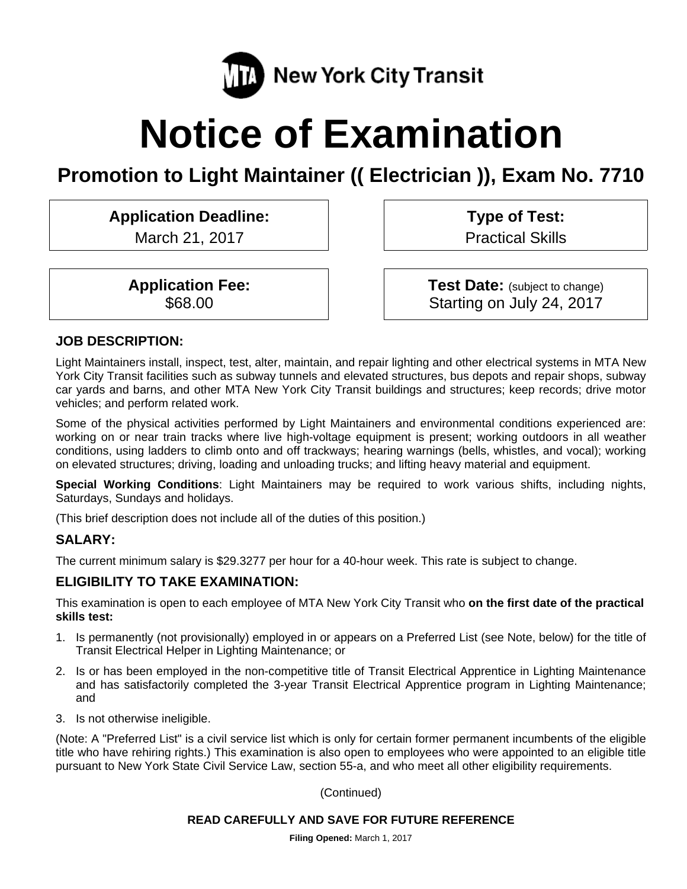MTA New York City Transit

# Notice of Examination

## Promotion to Light Maintainer (( Electrician )), Exam No. 7710

**Application Deadline:**
March 21, 2017

**Type of Test:**
Practical Skills

**Application Fee:**
$68.00

**Test Date:** (subject to change)
Starting on July 24, 2017

### JOB DESCRIPTION:

Light Maintainers install, inspect, test, alter, maintain, and repair lighting and other electrical systems in MTA New York City Transit facilities such as subway tunnels and elevated structures, bus depots and repair shops, subway car yards and barns, and other MTA New York City Transit buildings and structures; keep records; drive motor vehicles; and perform related work.

Some of the physical activities performed by Light Maintainers and environmental conditions experienced are: working on or near train tracks where live high-voltage equipment is present; working outdoors in all weather conditions, using ladders to climb onto and off trackways; hearing warnings (bells, whistles, and vocal); working on elevated structures; driving, loading and unloading trucks; and lifting heavy material and equipment.

**Special Working Conditions**: Light Maintainers may be required to work various shifts, including nights, Saturdays, Sundays and holidays.

(This brief description does not include all of the duties of this position.)

### SALARY:

The current minimum salary is $29.3277 per hour for a 40-hour week. This rate is subject to change.

### ELIGIBILITY TO TAKE EXAMINATION:

This examination is open to each employee of MTA New York City Transit who **on the first date of the practical skills test:**

1. Is permanently (not provisionally) employed in or appears on a Preferred List (see Note, below) for the title of Transit Electrical Helper in Lighting Maintenance; or
2. Is or has been employed in the non-competitive title of Transit Electrical Apprentice in Lighting Maintenance and has satisfactorily completed the 3-year Transit Electrical Apprentice program in Lighting Maintenance; and
3. Is not otherwise ineligible.

(Note: A "Preferred List" is a civil service list which is only for certain former permanent incumbents of the eligible title who have rehiring rights.) This examination is also open to employees who were appointed to an eligible title pursuant to New York State Civil Service Law, section 55-a, and who meet all other eligibility requirements.

(Continued)

**READ CAREFULLY AND SAVE FOR FUTURE REFERENCE**

**Filing Opened:** March 1, 2017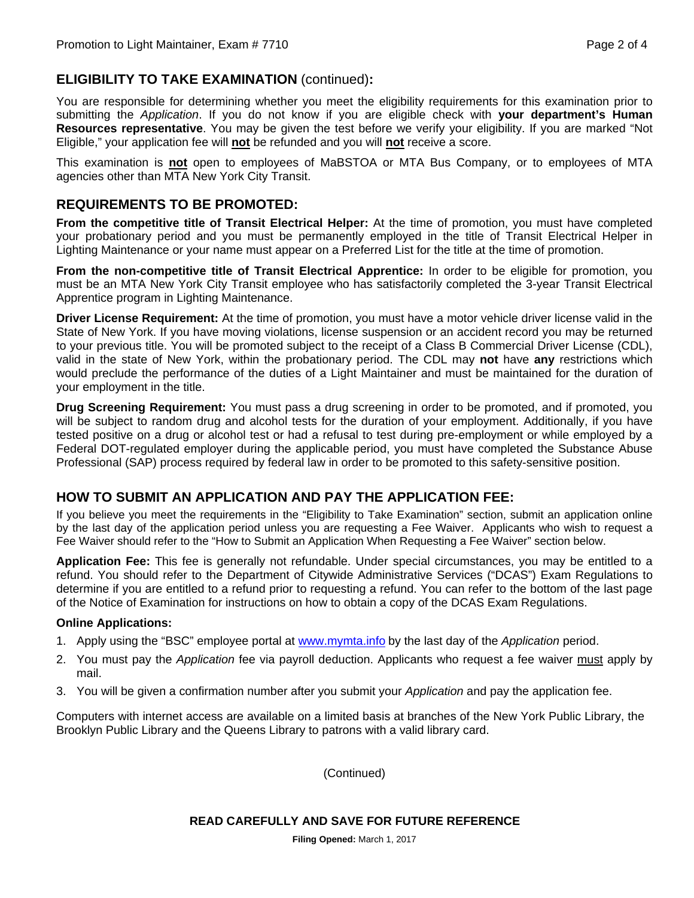## ELIGIBILITY TO TAKE EXAMINATION (continued):

You are responsible for determining whether you meet the eligibility requirements for this examination prior to submitting the *Application*. If you do not know if you are eligible check with **your department's Human Resources representative**. You may be given the test before we verify your eligibility. If you are marked "Not Eligible," your application fee will **not** be refunded and you will **not** receive a score.

This examination is **not** open to employees of MaBSTOA or MTA Bus Company, or to employees of MTA agencies other than MTA New York City Transit.

## REQUIREMENTS TO BE PROMOTED:

**From the competitive title of Transit Electrical Helper:** At the time of promotion, you must have completed your probationary period and you must be permanently employed in the title of Transit Electrical Helper in Lighting Maintenance or your name must appear on a Preferred List for the title at the time of promotion.

**From the non-competitive title of Transit Electrical Apprentice:** In order to be eligible for promotion, you must be an MTA New York City Transit employee who has satisfactorily completed the 3-year Transit Electrical Apprentice program in Lighting Maintenance.

**Driver License Requirement:** At the time of promotion, you must have a motor vehicle driver license valid in the State of New York. If you have moving violations, license suspension or an accident record you may be returned to your previous title. You will be promoted subject to the receipt of a Class B Commercial Driver License (CDL), valid in the state of New York, within the probationary period. The CDL may **not** have **any** restrictions which would preclude the performance of the duties of a Light Maintainer and must be maintained for the duration of your employment in the title.

**Drug Screening Requirement:** You must pass a drug screening in order to be promoted, and if promoted, you will be subject to random drug and alcohol tests for the duration of your employment. Additionally, if you have tested positive on a drug or alcohol test or had a refusal to test during pre-employment or while employed by a Federal DOT-regulated employer during the applicable period, you must have completed the Substance Abuse Professional (SAP) process required by federal law in order to be promoted to this safety-sensitive position.

## HOW TO SUBMIT AN APPLICATION AND PAY THE APPLICATION FEE:

If you believe you meet the requirements in the "Eligibility to Take Examination" section, submit an application online by the last day of the application period unless you are requesting a Fee Waiver. Applicants who wish to request a Fee Waiver should refer to the "How to Submit an Application When Requesting a Fee Waiver" section below.

**Application Fee:** This fee is generally not refundable. Under special circumstances, you may be entitled to a refund. You should refer to the Department of Citywide Administrative Services ("DCAS") Exam Regulations to determine if you are entitled to a refund prior to requesting a refund. You can refer to the bottom of the last page of the Notice of Examination for instructions on how to obtain a copy of the DCAS Exam Regulations.

### Online Applications:

1. Apply using the "BSC" employee portal at www.mymta.info by the last day of the *Application* period.
2. You must pay the *Application* fee via payroll deduction. Applicants who request a fee waiver must apply by mail.
3. You will be given a confirmation number after you submit your *Application* and pay the application fee.

Computers with internet access are available on a limited basis at branches of the New York Public Library, the Brooklyn Public Library and the Queens Library to patrons with a valid library card.

(Continued)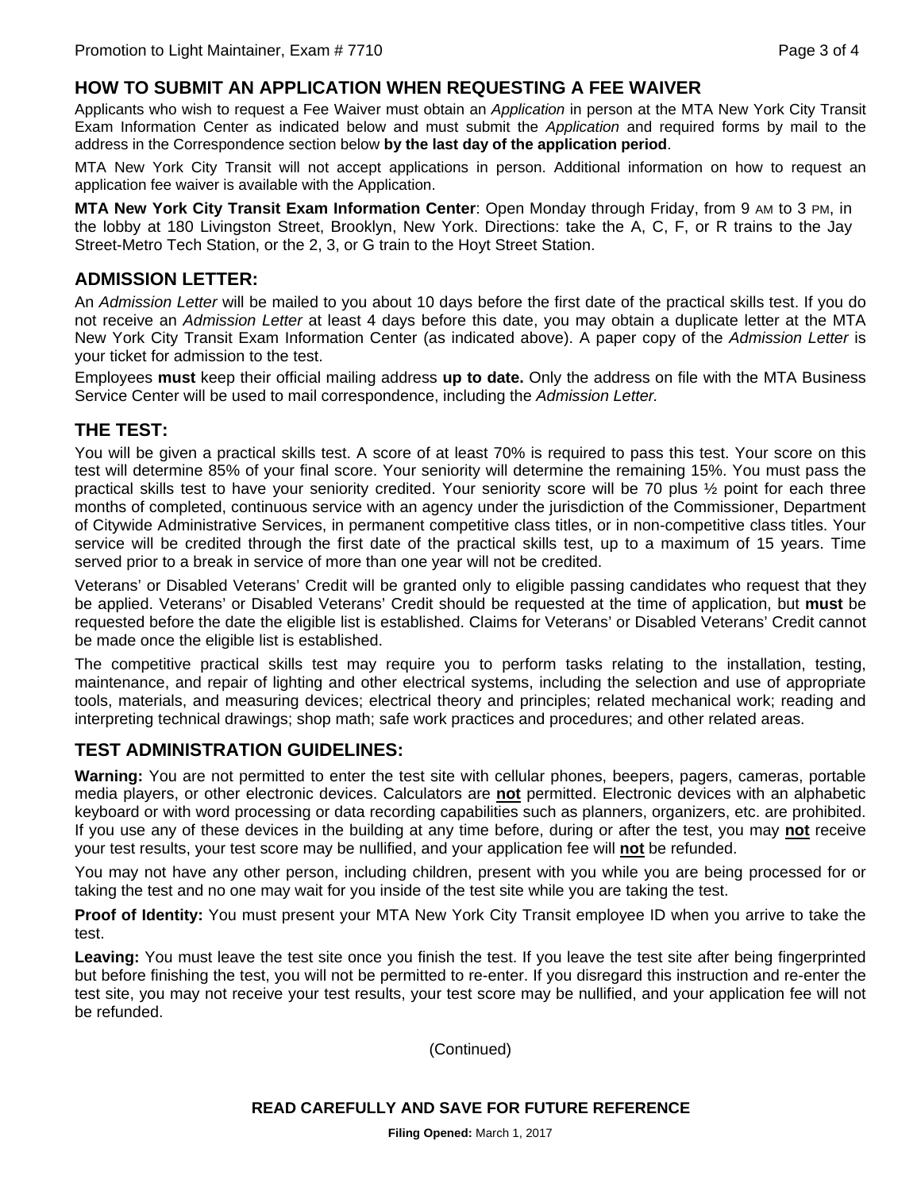## HOW TO SUBMIT AN APPLICATION WHEN REQUESTING A FEE WAIVER

Applicants who wish to request a Fee Waiver must obtain an *Application* in person at the MTA New York City Transit Exam Information Center as indicated below and must submit the *Application* and required forms by mail to the address in the Correspondence section below **by the last day of the application period**.

MTA New York City Transit will not accept applications in person. Additional information on how to request an application fee waiver is available with the Application.

**MTA New York City Transit Exam Information Center**: Open Monday through Friday, from 9 AM to 3 PM, in the lobby at 180 Livingston Street, Brooklyn, New York. Directions: take the A, C, F, or R trains to the Jay Street-Metro Tech Station, or the 2, 3, or G train to the Hoyt Street Station.

## ADMISSION LETTER:

An *Admission Letter* will be mailed to you about 10 days before the first date of the practical skills test. If you do not receive an *Admission Letter* at least 4 days before this date, you may obtain a duplicate letter at the MTA New York City Transit Exam Information Center (as indicated above). A paper copy of the *Admission Letter* is your ticket for admission to the test.

Employees **must** keep their official mailing address **up to date.** Only the address on file with the MTA Business Service Center will be used to mail correspondence, including the *Admission Letter.*

## THE TEST:

You will be given a practical skills test. A score of at least 70% is required to pass this test. Your score on this test will determine 85% of your final score. Your seniority will determine the remaining 15%. You must pass the practical skills test to have your seniority credited. Your seniority score will be 70 plus ½ point for each three months of completed, continuous service with an agency under the jurisdiction of the Commissioner, Department of Citywide Administrative Services, in permanent competitive class titles, or in non-competitive class titles. Your service will be credited through the first date of the practical skills test, up to a maximum of 15 years. Time served prior to a break in service of more than one year will not be credited.

Veterans' or Disabled Veterans' Credit will be granted only to eligible passing candidates who request that they be applied. Veterans' or Disabled Veterans' Credit should be requested at the time of application, but **must** be requested before the date the eligible list is established. Claims for Veterans' or Disabled Veterans' Credit cannot be made once the eligible list is established.

The competitive practical skills test may require you to perform tasks relating to the installation, testing, maintenance, and repair of lighting and other electrical systems, including the selection and use of appropriate tools, materials, and measuring devices; electrical theory and principles; related mechanical work; reading and interpreting technical drawings; shop math; safe work practices and procedures; and other related areas.

## TEST ADMINISTRATION GUIDELINES:

**Warning:** You are not permitted to enter the test site with cellular phones, beepers, pagers, cameras, portable media players, or other electronic devices. Calculators are **not** permitted. Electronic devices with an alphabetic keyboard or with word processing or data recording capabilities such as planners, organizers, etc. are prohibited. If you use any of these devices in the building at any time before, during or after the test, you may **not** receive your test results, your test score may be nullified, and your application fee will **not** be refunded.

You may not have any other person, including children, present with you while you are being processed for or taking the test and no one may wait for you inside of the test site while you are taking the test.

**Proof of Identity:** You must present your MTA New York City Transit employee ID when you arrive to take the test.

**Leaving:** You must leave the test site once you finish the test. If you leave the test site after being fingerprinted but before finishing the test, you will not be permitted to re-enter. If you disregard this instruction and re-enter the test site, you may not receive your test results, your test score may be nullified, and your application fee will not be refunded.

(Continued)

**READ CAREFULLY AND SAVE FOR FUTURE REFERENCE**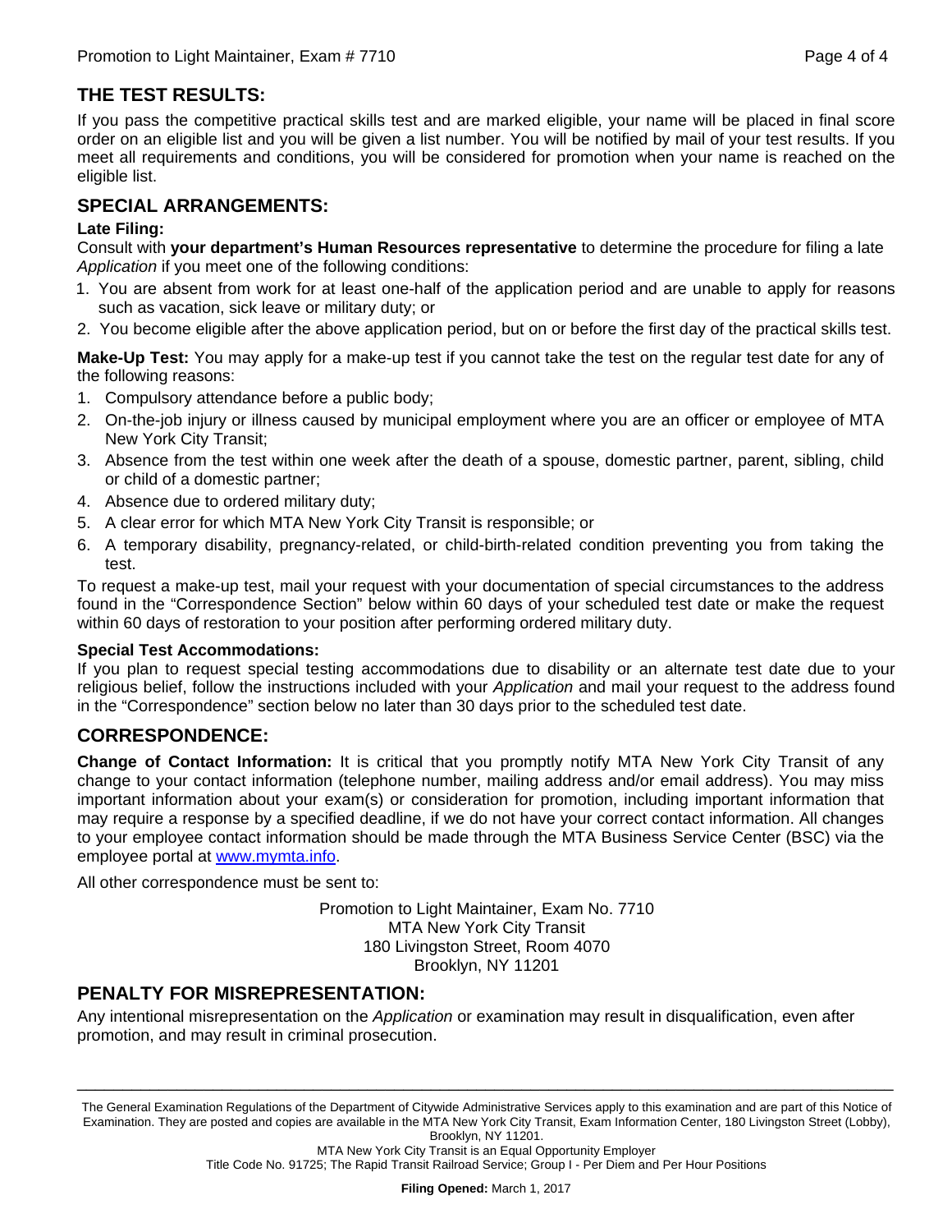## THE TEST RESULTS:

If you pass the competitive practical skills test and are marked eligible, your name will be placed in final score order on an eligible list and you will be given a list number. You will be notified by mail of your test results. If you meet all requirements and conditions, you will be considered for promotion when your name is reached on the eligible list.

## SPECIAL ARRANGEMENTS:

### Late Filing:

Consult with **your department's Human Resources representative** to determine the procedure for filing a late *Application* if you meet one of the following conditions:

1. You are absent from work for at least one-half of the application period and are unable to apply for reasons such as vacation, sick leave or military duty; or
2. You become eligible after the above application period, but on or before the first day of the practical skills test.

**Make-Up Test:** You may apply for a make-up test if you cannot take the test on the regular test date for any of the following reasons:

1. Compulsory attendance before a public body;
2. On-the-job injury or illness caused by municipal employment where you are an officer or employee of MTA New York City Transit;
3. Absence from the test within one week after the death of a spouse, domestic partner, parent, sibling, child or child of a domestic partner;
4. Absence due to ordered military duty;
5. A clear error for which MTA New York City Transit is responsible; or
6. A temporary disability, pregnancy-related, or child-birth-related condition preventing you from taking the test.

To request a make-up test, mail your request with your documentation of special circumstances to the address found in the "Correspondence Section" below within 60 days of your scheduled test date or make the request within 60 days of restoration to your position after performing ordered military duty.

### Special Test Accommodations:

If you plan to request special testing accommodations due to disability or an alternate test date due to your religious belief, follow the instructions included with your *Application* and mail your request to the address found in the "Correspondence" section below no later than 30 days prior to the scheduled test date.

## CORRESPONDENCE:

**Change of Contact Information:** It is critical that you promptly notify MTA New York City Transit of any change to your contact information (telephone number, mailing address and/or email address). You may miss important information about your exam(s) or consideration for promotion, including important information that may require a response by a specified deadline, if we do not have your correct contact information. All changes to your employee contact information should be made through the MTA Business Service Center (BSC) via the employee portal at www.mymta.info.

All other correspondence must be sent to:

Promotion to Light Maintainer, Exam No. 7710
MTA New York City Transit
180 Livingston Street, Room 4070
Brooklyn, NY 11201

## PENALTY FOR MISREPRESENTATION:

Any intentional misrepresentation on the *Application* or examination may result in disqualification, even after promotion, and may result in criminal prosecution.

---

The General Examination Regulations of the Department of Citywide Administrative Services apply to this examination and are part of this Notice of Examination. They are posted and copies are available in the MTA New York City Transit, Exam Information Center, 180 Livingston Street (Lobby), Brooklyn, NY 11201.

MTA New York City Transit is an Equal Opportunity Employer

Title Code No. 91725; The Rapid Transit Railroad Service; Group I - Per Diem and Per Hour Positions

**Filing Opened:** March 1, 2017